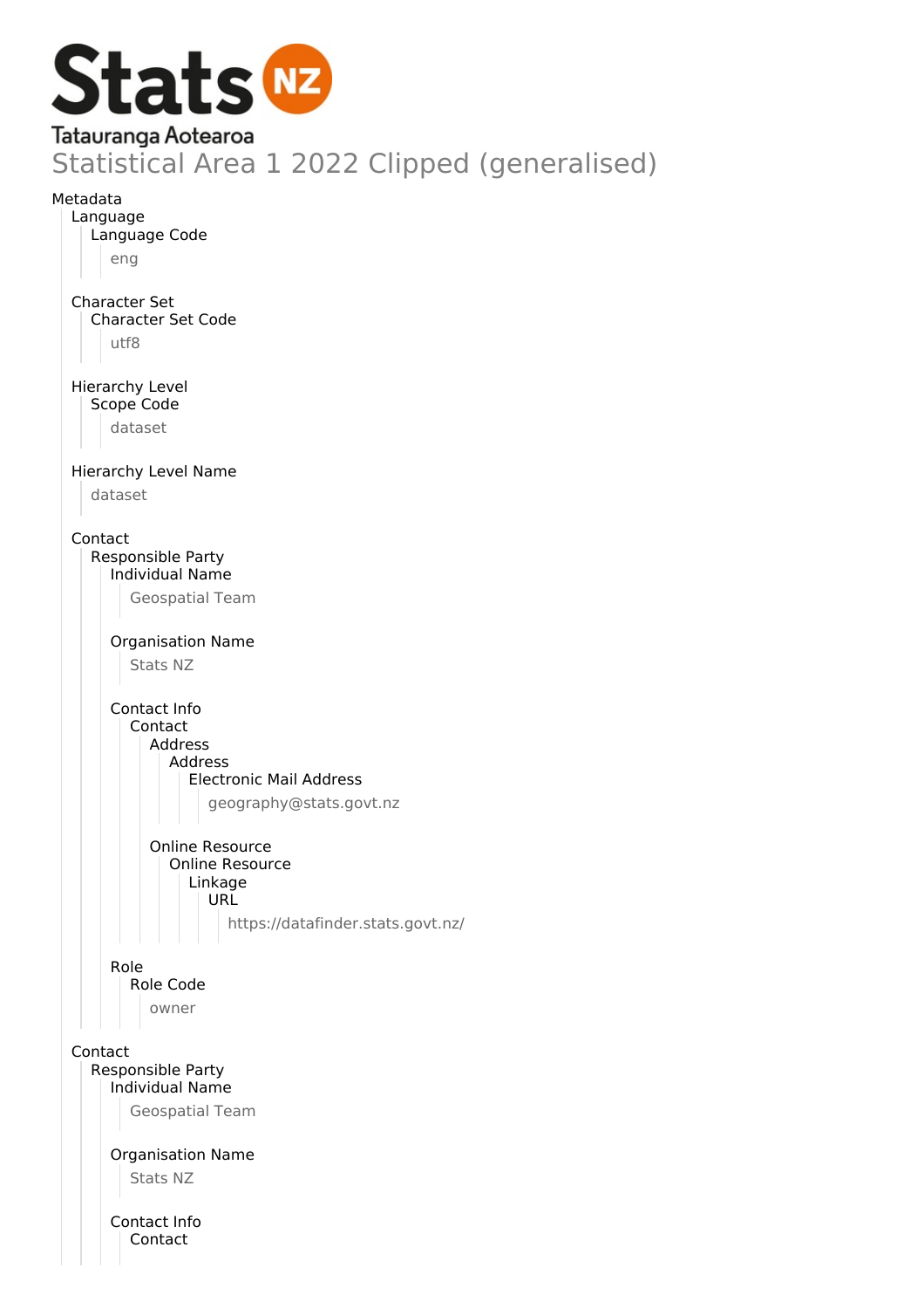Stats NZ

Tatauranga Aotearoa

# Statistical Area 1 2022 Clipped (generalised)

- Metadata
  - Language
    - Language Code
      - eng
  - Character Set
    - Character Set Code
      - utf8
  - Hierarchy Level
    - Scope Code
      - dataset
  - Hierarchy Level Name
    - dataset
  - Contact
    - Responsible Party
      - Individual Name
        - Geospatial Team
      - Organisation Name
        - Stats NZ
      - Contact Info
        - Contact
          - Address
            - Address
              - Electronic Mail Address
                - geography@stats.govt.nz
          - Online Resource
            - Online Resource
              - Linkage
                - URL
                  - https://datafinder.stats.govt.nz/
      - Role
        - Role Code
          - owner
  - Contact
    - Responsible Party
      - Individual Name
        - Geospatial Team
      - Organisation Name
        - Stats NZ
      - Contact Info
        - Contact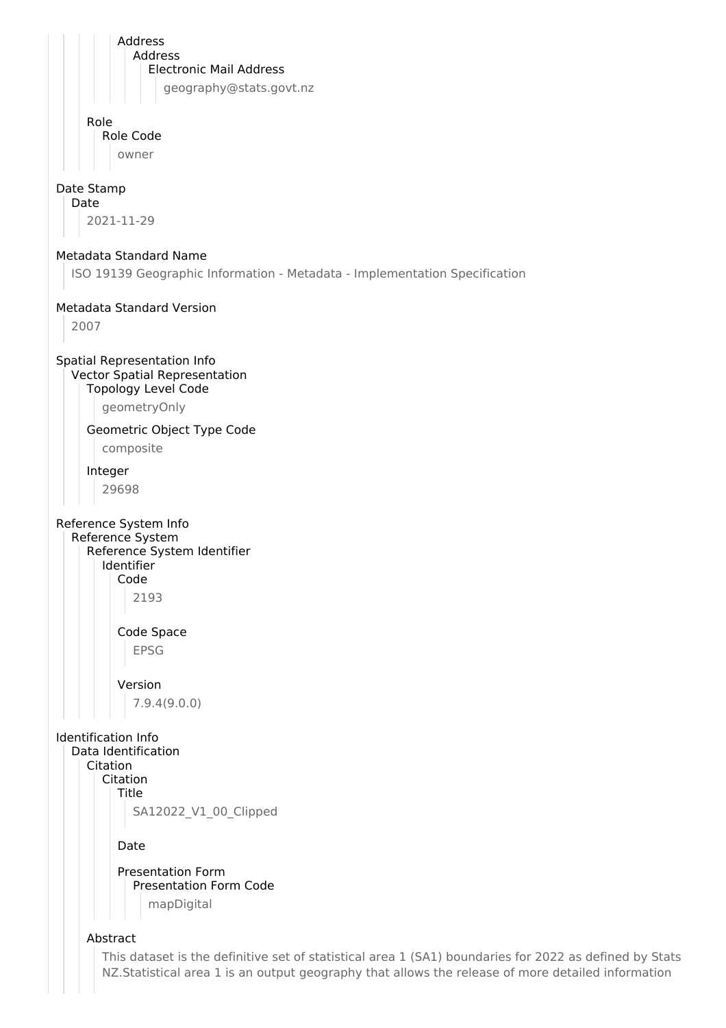Address
Address
Electronic Mail Address

geography@stats.govt.nz

Role
Role Code

owner

Date Stamp
Date

2021-11-29

Metadata Standard Name

ISO 19139 Geographic Information - Metadata - Implementation Specification

Metadata Standard Version

2007

Spatial Representation Info
Vector Spatial Representation
Topology Level Code

geometryOnly

Geometric Object Type Code

composite

Integer

29698

Reference System Info
Reference System
Reference System Identifier
Identifier
Code

2193

Code Space

EPSG

Version

7.9.4(9.0.0)

Identification Info
Data Identification
Citation
Citation
Title

SA12022_V1_00_Clipped

Date

Presentation Form
Presentation Form Code

mapDigital

Abstract

This dataset is the definitive set of statistical area 1 (SA1) boundaries for 2022 as defined by Stats NZ.Statistical area 1 is an output geography that allows the release of more detailed information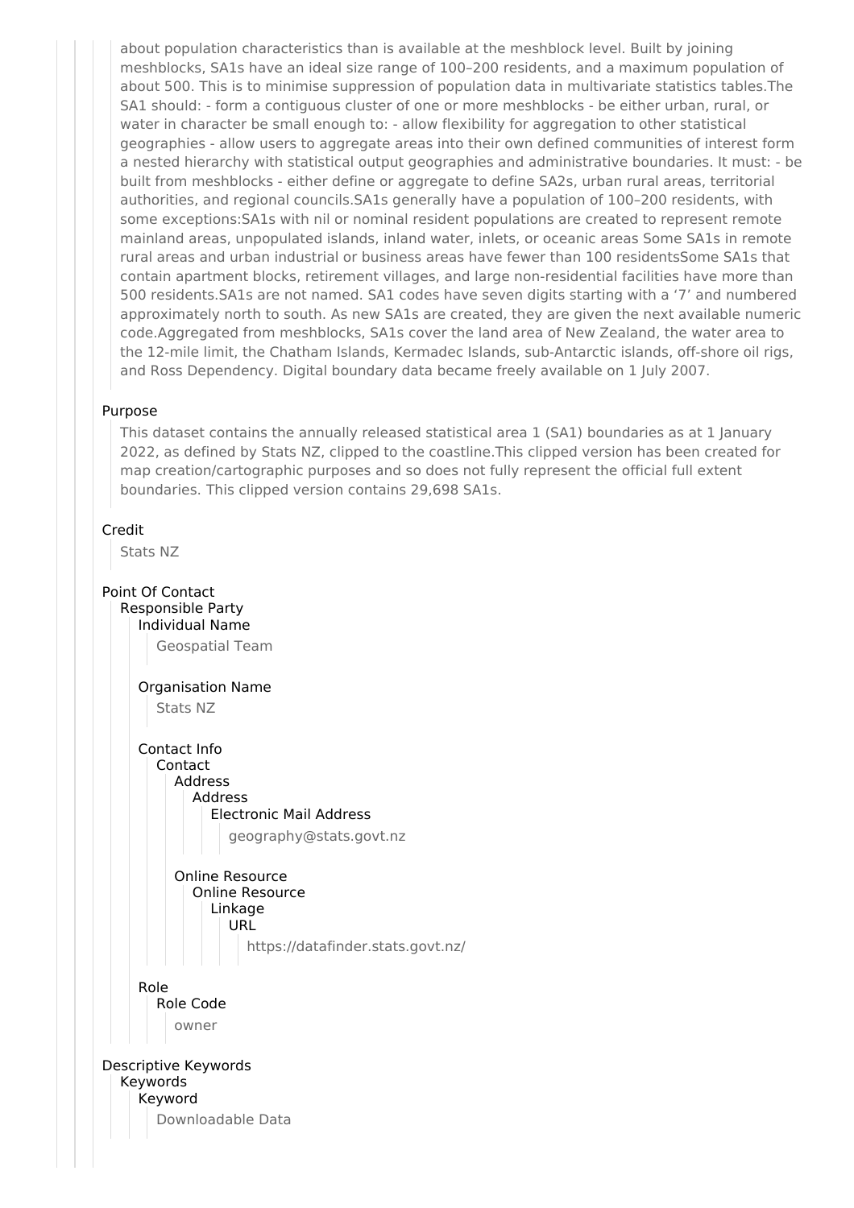about population characteristics than is available at the meshblock level. Built by joining meshblocks, SA1s have an ideal size range of 100–200 residents, and a maximum population of about 500. This is to minimise suppression of population data in multivariate statistics tables.The SA1 should: - form a contiguous cluster of one or more meshblocks - be either urban, rural, or water in character be small enough to: - allow flexibility for aggregation to other statistical geographies - allow users to aggregate areas into their own defined communities of interest form a nested hierarchy with statistical output geographies and administrative boundaries. It must: - be built from meshblocks - either define or aggregate to define SA2s, urban rural areas, territorial authorities, and regional councils.SA1s generally have a population of 100–200 residents, with some exceptions:SA1s with nil or nominal resident populations are created to represent remote mainland areas, unpopulated islands, inland water, inlets, or oceanic areas Some SA1s in remote rural areas and urban industrial or business areas have fewer than 100 residentsSome SA1s that contain apartment blocks, retirement villages, and large non-residential facilities have more than 500 residents.SA1s are not named. SA1 codes have seven digits starting with a '7' and numbered approximately north to south. As new SA1s are created, they are given the next available numeric code.Aggregated from meshblocks, SA1s cover the land area of New Zealand, the water area to the 12-mile limit, the Chatham Islands, Kermadec Islands, sub-Antarctic islands, off-shore oil rigs, and Ross Dependency. Digital boundary data became freely available on 1 July 2007.

Purpose

This dataset contains the annually released statistical area 1 (SA1) boundaries as at 1 January 2022, as defined by Stats NZ, clipped to the coastline.This clipped version has been created for map creation/cartographic purposes and so does not fully represent the official full extent boundaries. This clipped version contains 29,698 SA1s.

Credit

Stats NZ

Point Of Contact

Responsible Party

Individual Name

Geospatial Team

Organisation Name

Stats NZ

Contact Info

Contact

Address

Address

Electronic Mail Address

geography@stats.govt.nz

Online Resource

Online Resource

Linkage

URL

https://datafinder.stats.govt.nz/

Role

Role Code

owner

Descriptive Keywords

Keywords

Keyword

Downloadable Data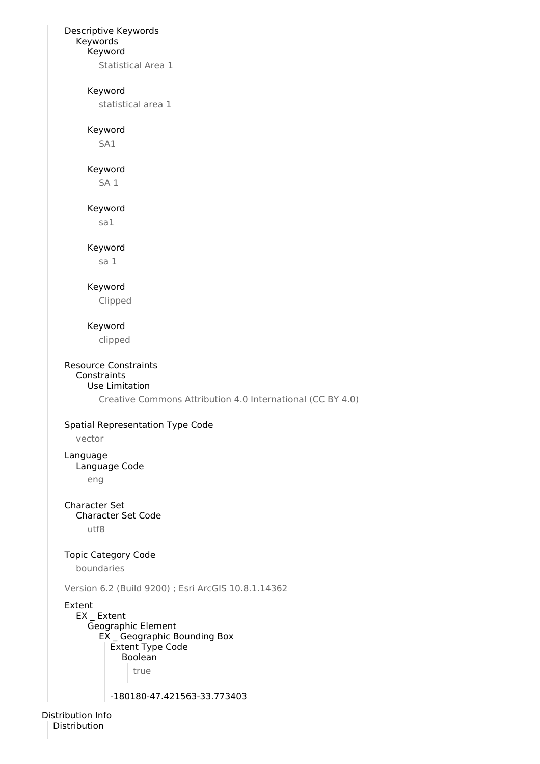Descriptive Keywords
- Keywords
  - Keyword
    - Statistical Area 1
  - Keyword
    - statistical area 1
  - Keyword
    - SA1
  - Keyword
    - SA 1
  - Keyword
    - sa1
  - Keyword
    - sa 1
  - Keyword
    - Clipped
  - Keyword
    - clipped

Resource Constraints
- Constraints
  - Use Limitation
    - Creative Commons Attribution 4.0 International (CC BY 4.0)

Spatial Representation Type Code
- vector

Language
- Language Code
  - eng

Character Set
- Character Set Code
  - utf8

Topic Category Code
- boundaries

Version 6.2 (Build 9200) ; Esri ArcGIS 10.8.1.14362

Extent
- EX _ Extent
  - Geographic Element
    - EX _ Geographic Bounding Box
      - Extent Type Code
        - Boolean
          - true
      - -180180-47.421563-33.773403

Distribution Info
- Distribution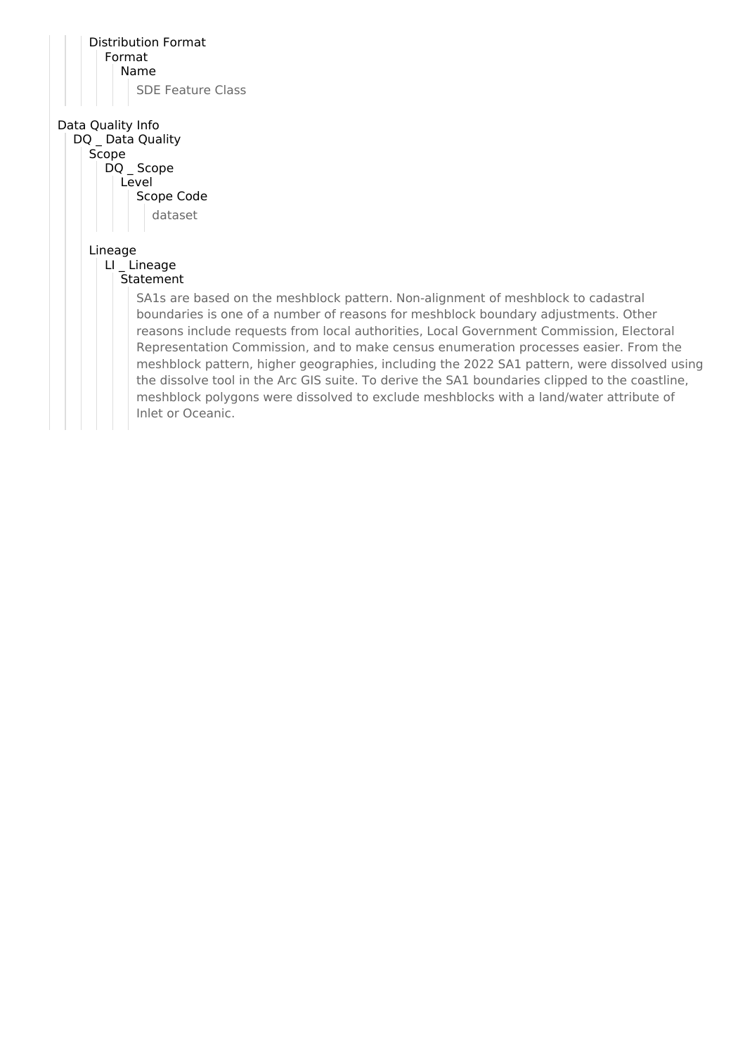Distribution Format
Format
Name
SDE Feature Class

Data Quality Info
DQ _ Data Quality
Scope
DQ _ Scope
Level
Scope Code
dataset

Lineage
LI _ Lineage
Statement
SA1s are based on the meshblock pattern. Non-alignment of meshblock to cadastral boundaries is one of a number of reasons for meshblock boundary adjustments. Other reasons include requests from local authorities, Local Government Commission, Electoral Representation Commission, and to make census enumeration processes easier. From the meshblock pattern, higher geographies, including the 2022 SA1 pattern, were dissolved using the dissolve tool in the Arc GIS suite. To derive the SA1 boundaries clipped to the coastline, meshblock polygons were dissolved to exclude meshblocks with a land/water attribute of Inlet or Oceanic.